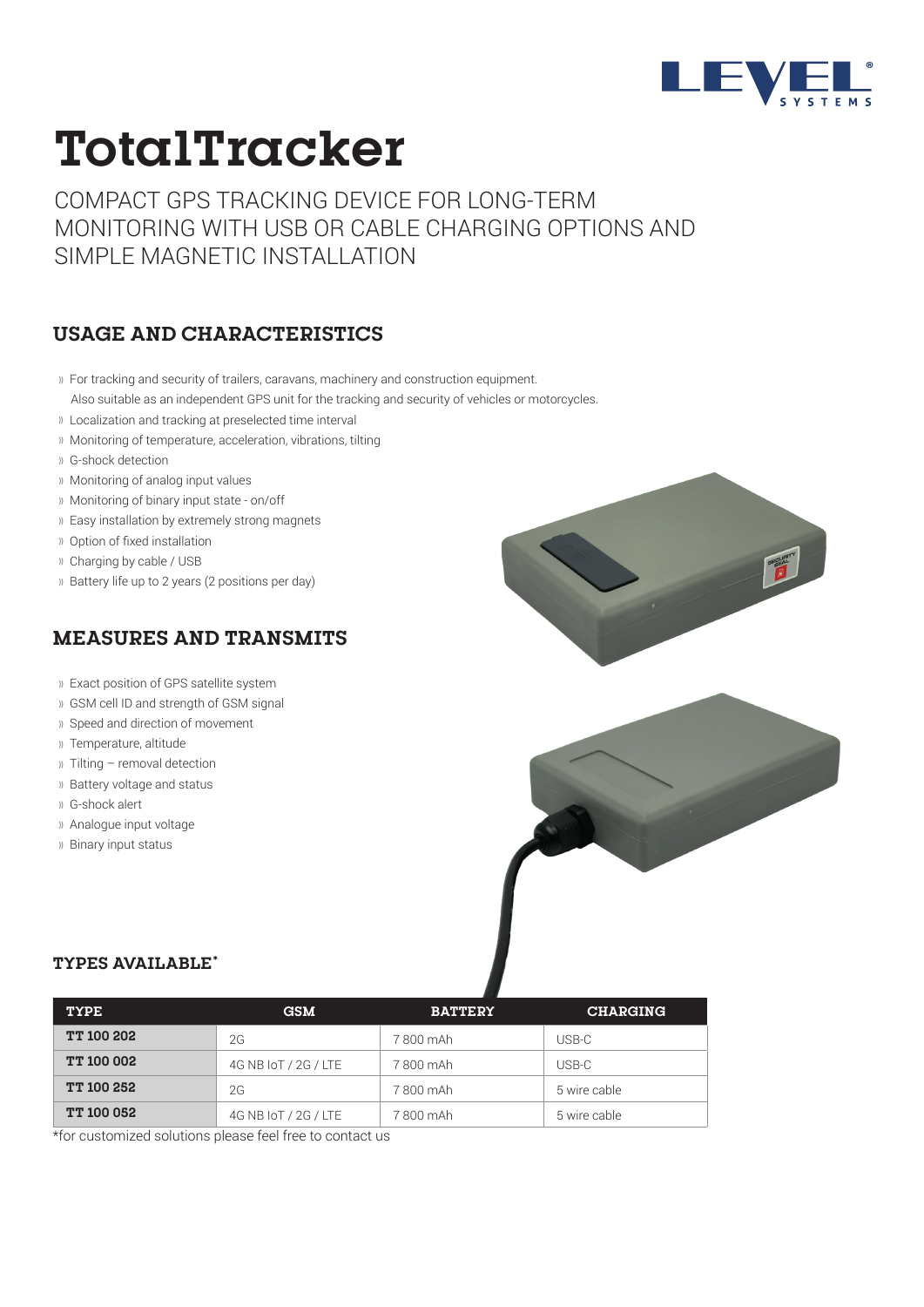# TotalTracker

COMPACT GPS TRACKING DEVICE FOR LONG-TERM MONITORING WITH USB OR CABLE CHARGING OPTIONS AND SIMPLE MAGNETIC INSTALLATION

## USAGE AND CHARACTERISTICS

- For tracking and security of trailers, caravans, machinery and construction equipment. Also suitable as an independent GPS unit for the tracking and security of vehicles or motorcycles.
- Localization and tracking at preselected time interval
- Monitoring of temperature, acceleration, vibrations, tilting
- G-shock detection
- Monitoring of analog input values
- Monitoring of binary input state - on/off
- Easy installation by extremely strong magnets
- Option of fixed installation
- Charging by cable / USB
- Battery life up to 2 years (2 positions per day)

## MEASURES AND TRANSMITS

- Exact position of GPS satellite system
- GSM cell ID and strength of GSM signal
- Speed and direction of movement
- Temperature, altitude
- Tilting – removal detection
- Battery voltage and status
- G-shock alert
- Analogue input voltage
- Binary input status

### TYPES AVAILABLE*

| TYPE | GSM | BATTERY | CHARGING |
|---|---|---|---|
| **TT 100 202** | 2G | 7 800 mAh | USB-C |
| **TT 100 002** | 4G NB IoT / 2G / LTE | 7 800 mAh | USB-C |
| **TT 100 252** | 2G | 7 800 mAh | 5 wire cable |
| **TT 100 052** | 4G NB IoT / 2G / LTE | 7 800 mAh | 5 wire cable |

*for customized solutions please feel free to contact us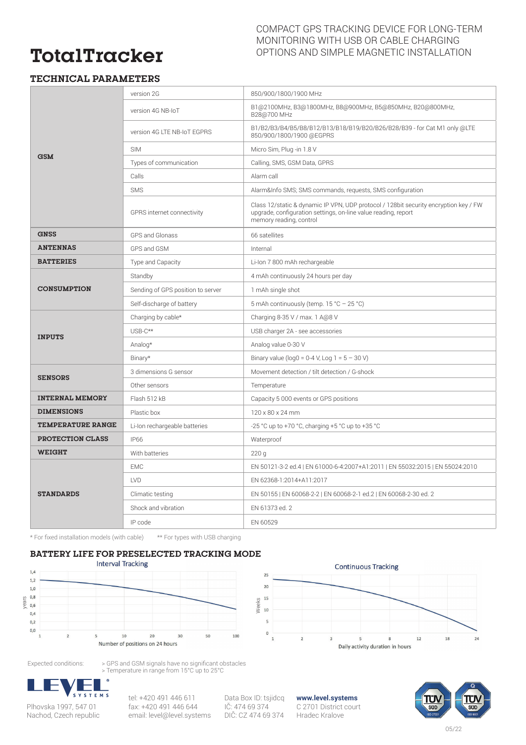# TotalTracker

COMPACT GPS TRACKING DEVICE FOR LONG-TERM MONITORING WITH USB OR CABLE CHARGING OPTIONS AND SIMPLE MAGNETIC INSTALLATION

## TECHNICAL PARAMETERS

| | | |
|---|---|---|
| **GSM** | version 2G | 850/900/1800/1900 MHz |
| | version 4G NB-IoT | B1@2100MHz, B3@1800MHz, B8@900MHz, B5@850MHz, B20@800MHz, B28@700 MHz |
| | version 4G LTE NB-IoT EGPRS | B1/B2/B3/B4/B5/B8/B12/B13/B18/B19/B20/B26/B28/B39 - for Cat M1 only @LTE 850/900/1800/1900 @EGPRS |
| | SIM | Micro Sim, Plug -in 1.8 V |
| | Types of communication | Calling, SMS, GSM Data, GPRS |
| | Calls | Alarm call |
| | SMS | Alarm&Info SMS; SMS commands, requests, SMS configuration |
| | GPRS internet connectivity | Class 12/static & dynamic IP VPN, UDP protocol / 128bit security encryption key / FW upgrade, configuration settings, on-line value reading, report memory reading, control |
| **GNSS** | GPS and Glonass | 66 satellites |
| **ANTENNAS** | GPS and GSM | Internal |
| **BATTERIES** | Type and Capacity | Li-Ion 7 800 mAh rechargeable |
| **CONSUMPTION** | Standby | 4 mAh continuously 24 hours per day |
| | Sending of GPS position to server | 1 mAh single shot |
| | Self-discharge of battery | 5 mAh continuously (temp. 15 °C – 25 °C) |
| **INPUTS** | Charging by cable* | Charging 8-35 V / max. 1 A@8 V |
| | USB-C** | USB charger 2A - see accessories |
| | Analog* | Analog value 0-30 V |
| | Binary* | Binary value (log0 = 0-4 V, Log 1 = 5 – 30 V) |
| **SENSORS** | 3 dimensions G sensor | Movement detection / tilt detection / G-shock |
| | Other sensors | Temperature |
| **INTERNAL MEMORY** | Flash 512 kB | Capacity 5 000 events or GPS positions |
| **DIMENSIONS** | Plastic box | 120 x 80 x 24 mm |
| **TEMPERATURE RANGE** | Li-Ion rechargeable batteries | -25 °C up to +70 °C, charging +5 °C up to +35 °C |
| **PROTECTION CLASS** | IP66 | Waterproof |
| **WEIGHT** | With batteries | 220 g |
| **STANDARDS** | EMC | EN 50121-3-2 ed.4 \| EN 61000-6-4:2007+A1:2011 \| EN 55032:2015 \| EN 55024:2010 |
| | LVD | EN 62368-1:2014+A11:2017 |
| | Climatic testing | EN 50155 \| EN 60068-2-2 \| EN 60068-2-1 ed.2 \| EN 60068-2-30 ed. 2 |
| | Shock and vibration | EN 61373 ed. 2 |
| | IP code | EN 60529 |

\* For fixed installation models (with cable) ** For types with USB charging

## BATTERY LIFE FOR PRESELECTED TRACKING MODE

Interval Tracking

years

1,4
1,2
1,0
0,8
0,6
0,4
0,2
0,0

1 2 5 10 20 30 50 100

Number of positions on 24 hours

Continuous Tracking

Weeks

25
20
15
10
5
0

1 2 3 5 8 12 18 24

Daily activity duration in hours

Expected conditions: > GPS and GSM signals have no significant obstacles
> Temperature in range from 15°C up to 25°C

LEVEL SYSTEMS

Plhovska 1997, 547 01
Nachod, Czech republic

tel: +420 491 446 611
fax: +420 491 446 644
email: level@level.systems

Data Box ID: tsjidcq
IČ: 474 69 374
DIČ: CZ 474 69 374

**www.level.systems**
C 2701 District court
Hradec Kralove

05/22